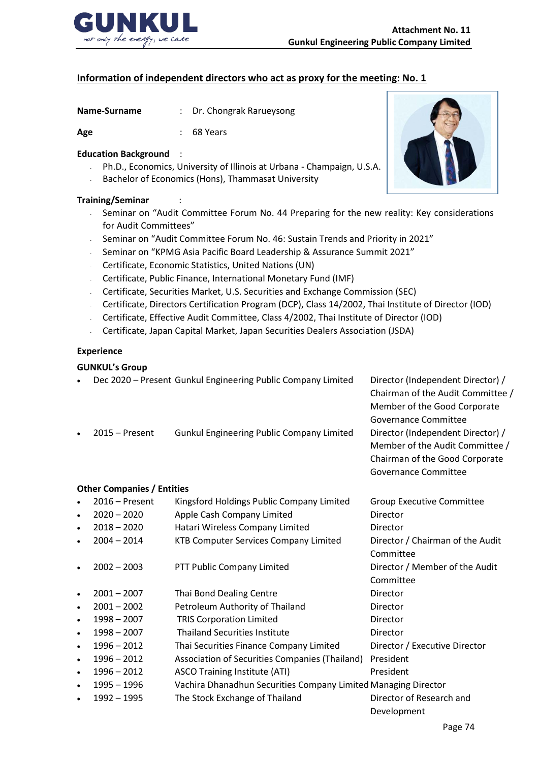Attachment No. 11
Gunkul Engineering Public Company Limited

## Information of independent directors who act as proxy for the meeting: No. 1

**Name-Surname** : Dr. Chongrak Rarueysong

**Age** : 68 Years

**Education Background** :

- Ph.D., Economics, University of Illinois at Urbana - Champaign, U.S.A.
- Bachelor of Economics (Hons), Thammasat University

**Training/Seminar** :

- Seminar on "Audit Committee Forum No. 44 Preparing for the new reality: Key considerations for Audit Committees"
- Seminar on "Audit Committee Forum No. 46: Sustain Trends and Priority in 2021"
- Seminar on "KPMG Asia Pacific Board Leadership & Assurance Summit 2021"
- Certificate, Economic Statistics, United Nations (UN)
- Certificate, Public Finance, International Monetary Fund (IMF)
- Certificate, Securities Market, U.S. Securities and Exchange Commission (SEC)
- Certificate, Directors Certification Program (DCP), Class 14/2002, Thai Institute of Director (IOD)
- Certificate, Effective Audit Committee, Class 4/2002, Thai Institute of Director (IOD)
- Certificate, Japan Capital Market, Japan Securities Dealers Association (JSDA)

### Experience

**GUNKUL's Group**

| | | |
|---|---|---|
| Dec 2020 – Present | Gunkul Engineering Public Company Limited | Director (Independent Director) / Chairman of the Audit Committee / Member of the Good Corporate Governance Committee |
| 2015 – Present | Gunkul Engineering Public Company Limited | Director (Independent Director) / Member of the Audit Committee / Chairman of the Good Corporate Governance Committee |

**Other Companies / Entities**

| | | |
|---|---|---|
| 2016 – Present | Kingsford Holdings Public Company Limited | Group Executive Committee |
| 2020 – 2020 | Apple Cash Company Limited | Director |
| 2018 – 2020 | Hatari Wireless Company Limited | Director |
| 2004 – 2014 | KTB Computer Services Company Limited | Director / Chairman of the Audit Committee |
| 2002 – 2003 | PTT Public Company Limited | Director / Member of the Audit Committee |
| 2001 – 2007 | Thai Bond Dealing Centre | Director |
| 2001 – 2002 | Petroleum Authority of Thailand | Director |
| 1998 – 2007 | TRIS Corporation Limited | Director |
| 1998 – 2007 | Thailand Securities Institute | Director |
| 1996 – 2012 | Thai Securities Finance Company Limited | Director / Executive Director |
| 1996 – 2012 | Association of Securities Companies (Thailand) | President |
| 1996 – 2012 | ASCO Training Institute (ATI) | President |
| 1995 – 1996 | Vachira Dhanadhun Securities Company Limited | Managing Director |
| 1992 – 1995 | The Stock Exchange of Thailand | Director of Research and Development |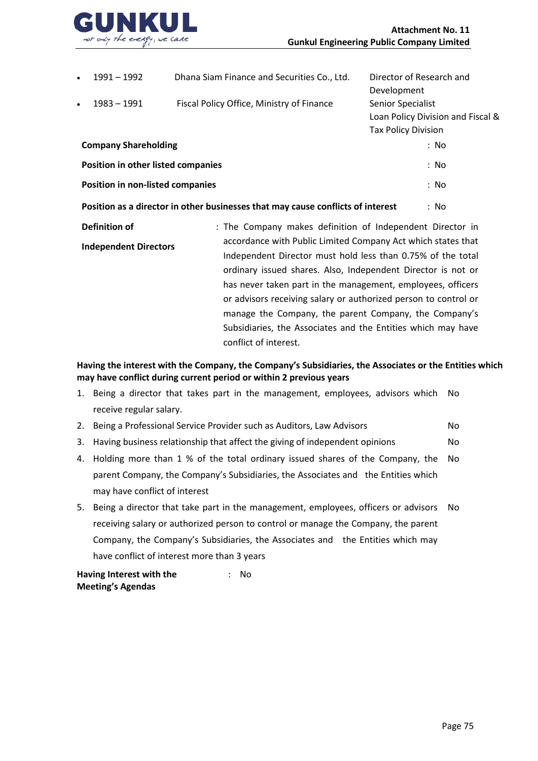- 1991 – 1992 Dhana Siam Finance and Securities Co., Ltd. Director of Research and Development
- 1983 – 1991 Fiscal Policy Office, Ministry of Finance Senior Specialist Loan Policy Division and Fiscal & Tax Policy Division

**Company Shareholding** : No

**Position in other listed companies** : No

**Position in non-listed companies** : No

**Position as a director in other businesses that may cause conflicts of interest** : No

**Definition of Independent Directors** : The Company makes definition of Independent Director in accordance with Public Limited Company Act which states that Independent Director must hold less than 0.75% of the total ordinary issued shares. Also, Independent Director is not or has never taken part in the management, employees, officers or advisors receiving salary or authorized person to control or manage the Company, the parent Company, the Company's Subsidiaries, the Associates and the Entities which may have conflict of interest.

**Having the interest with the Company, the Company's Subsidiaries, the Associates or the Entities which may have conflict during current period or within 2 previous years**

1. Being a director that takes part in the management, employees, advisors which receive regular salary. No
2. Being a Professional Service Provider such as Auditors, Law Advisors No
3. Having business relationship that affect the giving of independent opinions No
4. Holding more than 1 % of the total ordinary issued shares of the Company, the parent Company, the Company's Subsidiaries, the Associates and the Entities which may have conflict of interest No
5. Being a director that take part in the management, employees, officers or advisors receiving salary or authorized person to control or manage the Company, the parent Company, the Company's Subsidiaries, the Associates and the Entities which may have conflict of interest more than 3 years No

**Having Interest with the Meeting's Agendas** : No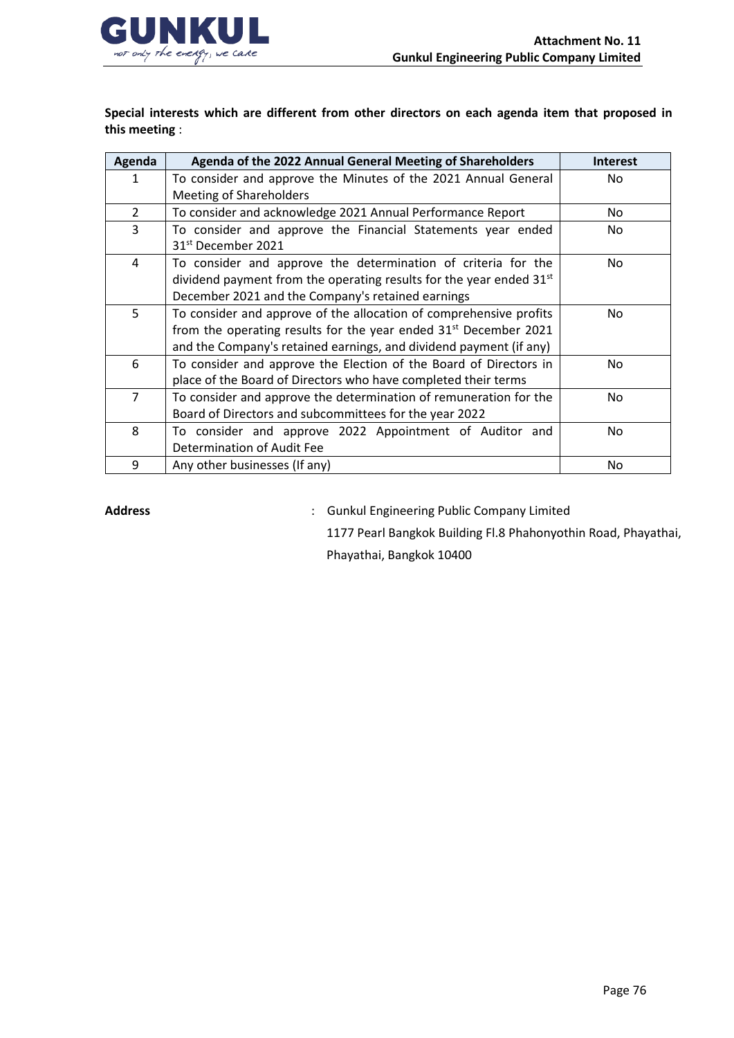**Special interests which are different from other directors on each agenda item that proposed in this meeting** :

| Agenda | Agenda of the 2022 Annual General Meeting of Shareholders | Interest |
|---|---|---|
| 1 | To consider and approve the Minutes of the 2021 Annual General Meeting of Shareholders | No |
| 2 | To consider and acknowledge 2021 Annual Performance Report | No |
| 3 | To consider and approve the Financial Statements year ended 31st December 2021 | No |
| 4 | To consider and approve the determination of criteria for the dividend payment from the operating results for the year ended 31st December 2021 and the Company's retained earnings | No |
| 5 | To consider and approve of the allocation of comprehensive profits from the operating results for the year ended 31st December 2021 and the Company's retained earnings, and dividend payment (if any) | No |
| 6 | To consider and approve the Election of the Board of Directors in place of the Board of Directors who have completed their terms | No |
| 7 | To consider and approve the determination of remuneration for the Board of Directors and subcommittees for the year 2022 | No |
| 8 | To consider and approve 2022 Appointment of Auditor and Determination of Audit Fee | No |
| 9 | Any other businesses (If any) | No |

**Address** : Gunkul Engineering Public Company Limited
1177 Pearl Bangkok Building Fl.8 Phahonyothin Road, Phayathai, Phayathai, Bangkok 10400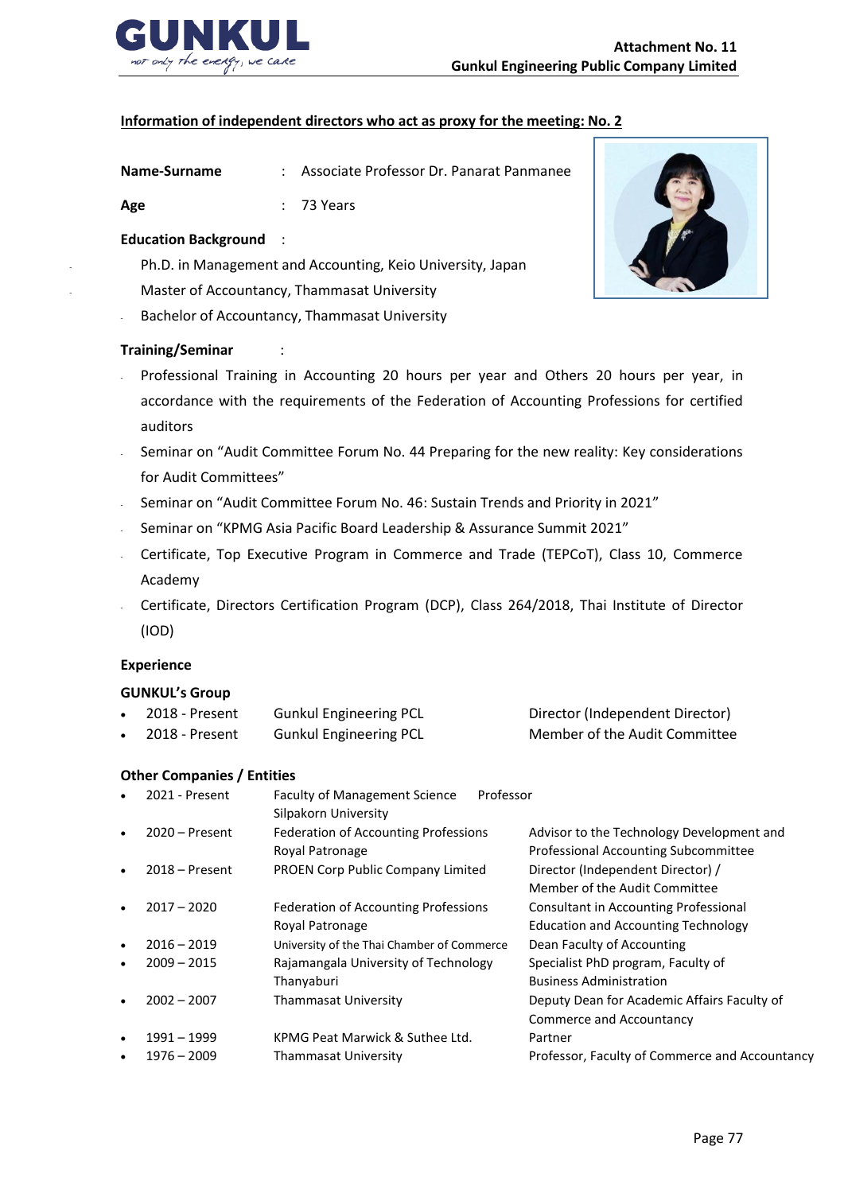Attachment No. 11
Gunkul Engineering Public Company Limited

**Information of independent directors who act as proxy for the meeting: No. 2**

**Name-Surname** : Associate Professor Dr. Panarat Panmanee

**Age** : 73 Years

**Education Background** :

- Ph.D. in Management and Accounting, Keio University, Japan
- Master of Accountancy, Thammasat University
- Bachelor of Accountancy, Thammasat University

**Training/Seminar** :

- Professional Training in Accounting 20 hours per year and Others 20 hours per year, in accordance with the requirements of the Federation of Accounting Professions for certified auditors
- Seminar on "Audit Committee Forum No. 44 Preparing for the new reality: Key considerations for Audit Committees"
- Seminar on "Audit Committee Forum No. 46: Sustain Trends and Priority in 2021"
- Seminar on "KPMG Asia Pacific Board Leadership & Assurance Summit 2021"
- Certificate, Top Executive Program in Commerce and Trade (TEPCoT), Class 10, Commerce Academy
- Certificate, Directors Certification Program (DCP), Class 264/2018, Thai Institute of Director (IOD)

**Experience**

**GUNKUL's Group**

| | | |
|---|---|---|
| 2018 - Present | Gunkul Engineering PCL | Director (Independent Director) |
| 2018 - Present | Gunkul Engineering PCL | Member of the Audit Committee |

**Other Companies / Entities**

| | | |
|---|---|---|
| 2021 - Present | Faculty of Management Science Silpakorn University | Professor |
| 2020 – Present | Federation of Accounting Professions Royal Patronage | Advisor to the Technology Development and Professional Accounting Subcommittee |
| 2018 – Present | PROEN Corp Public Company Limited | Director (Independent Director) / Member of the Audit Committee |
| 2017 – 2020 | Federation of Accounting Professions Royal Patronage | Consultant in Accounting Professional Education and Accounting Technology |
| 2016 – 2019 | University of the Thai Chamber of Commerce | Dean Faculty of Accounting |
| 2009 – 2015 | Rajamangala University of Technology Thanyaburi | Specialist PhD program, Faculty of Business Administration |
| 2002 – 2007 | Thammasat University | Deputy Dean for Academic Affairs Faculty of Commerce and Accountancy |
| 1991 – 1999 | KPMG Peat Marwick & Suthee Ltd. | Partner |
| 1976 – 2009 | Thammasat University | Professor, Faculty of Commerce and Accountancy |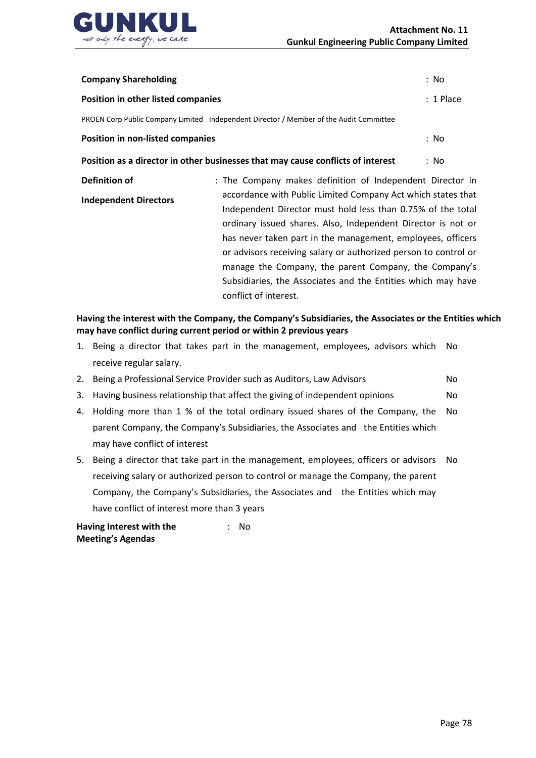| | |
|---|---|
| **Company Shareholding** | : No |
| **Position in other listed companies** | : 1 Place |

PROEN Corp Public Company Limited Independent Director / Member of the Audit Committee

| | |
|---|---|
| **Position in non-listed companies** | : No |
| **Position as a director in other businesses that may cause conflicts of interest** | : No |

| | |
|---|---|
| **Definition of Independent Directors** | : The Company makes definition of Independent Director in accordance with Public Limited Company Act which states that Independent Director must hold less than 0.75% of the total ordinary issued shares. Also, Independent Director is not or has never taken part in the management, employees, officers or advisors receiving salary or authorized person to control or manage the Company, the parent Company, the Company's Subsidiaries, the Associates and the Entities which may have conflict of interest. |

**Having the interest with the Company, the Company's Subsidiaries, the Associates or the Entities which may have conflict during current period or within 2 previous years**

1. Being a director that takes part in the management, employees, advisors which receive regular salary. — No
2. Being a Professional Service Provider such as Auditors, Law Advisors — No
3. Having business relationship that affect the giving of independent opinions — No
4. Holding more than 1 % of the total ordinary issued shares of the Company, the parent Company, the Company's Subsidiaries, the Associates and the Entities which may have conflict of interest — No
5. Being a director that take part in the management, employees, officers or advisors receiving salary or authorized person to control or manage the Company, the parent Company, the Company's Subsidiaries, the Associates and the Entities which may have conflict of interest more than 3 years — No

**Having Interest with the Meeting's Agendas** : No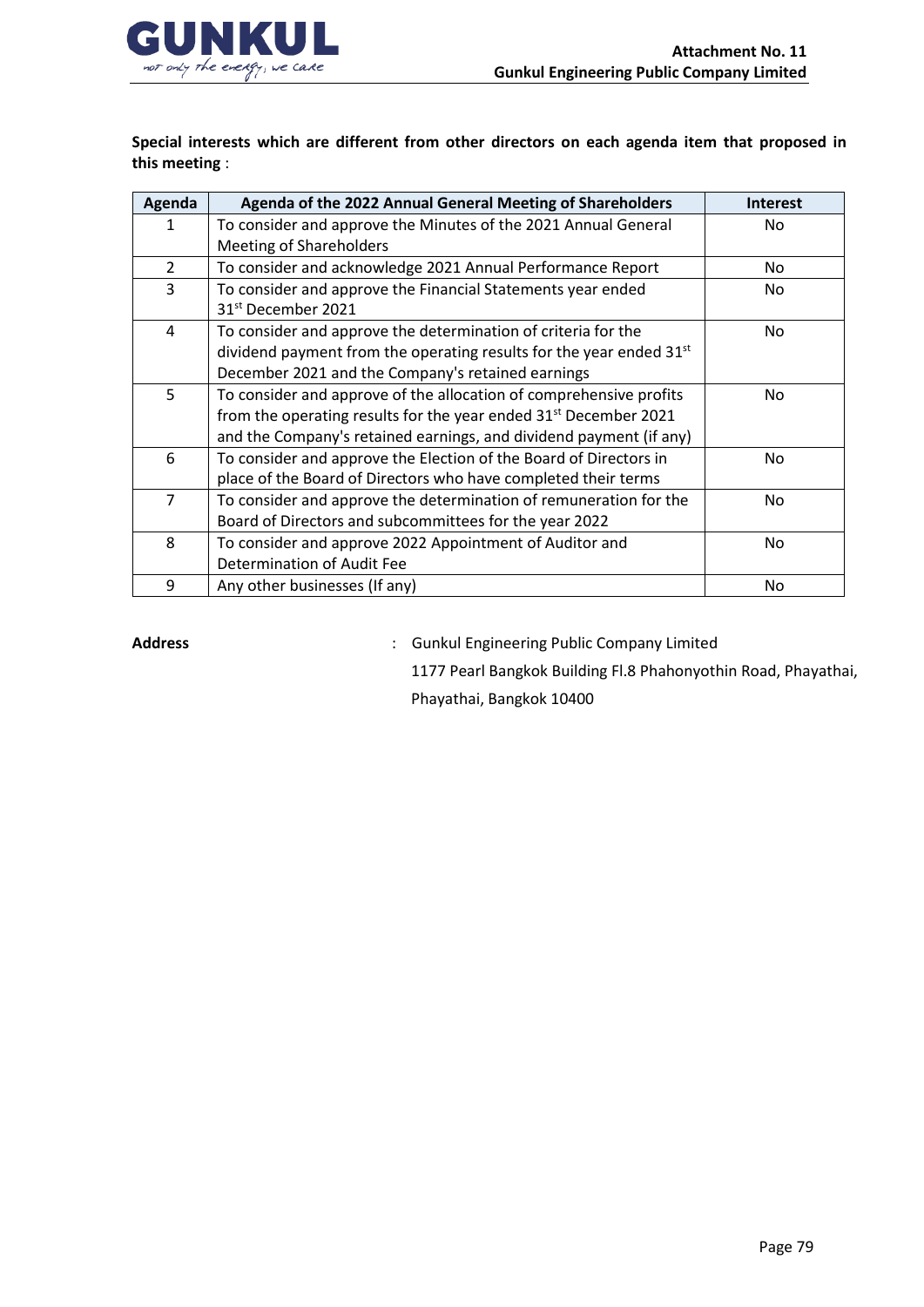**Special interests which are different from other directors on each agenda item that proposed in this meeting** :

| Agenda | Agenda of the 2022 Annual General Meeting of Shareholders | Interest |
|---|---|---|
| 1 | To consider and approve the Minutes of the 2021 Annual General Meeting of Shareholders | No |
| 2 | To consider and acknowledge 2021 Annual Performance Report | No |
| 3 | To consider and approve the Financial Statements year ended 31st December 2021 | No |
| 4 | To consider and approve the determination of criteria for the dividend payment from the operating results for the year ended 31st December 2021 and the Company's retained earnings | No |
| 5 | To consider and approve of the allocation of comprehensive profits from the operating results for the year ended 31st December 2021 and the Company's retained earnings, and dividend payment (if any) | No |
| 6 | To consider and approve the Election of the Board of Directors in place of the Board of Directors who have completed their terms | No |
| 7 | To consider and approve the determination of remuneration for the Board of Directors and subcommittees for the year 2022 | No |
| 8 | To consider and approve 2022 Appointment of Auditor and Determination of Audit Fee | No |
| 9 | Any other businesses (If any) | No |

**Address** : Gunkul Engineering Public Company Limited
1177 Pearl Bangkok Building Fl.8 Phahonyothin Road, Phayathai,
Phayathai, Bangkok 10400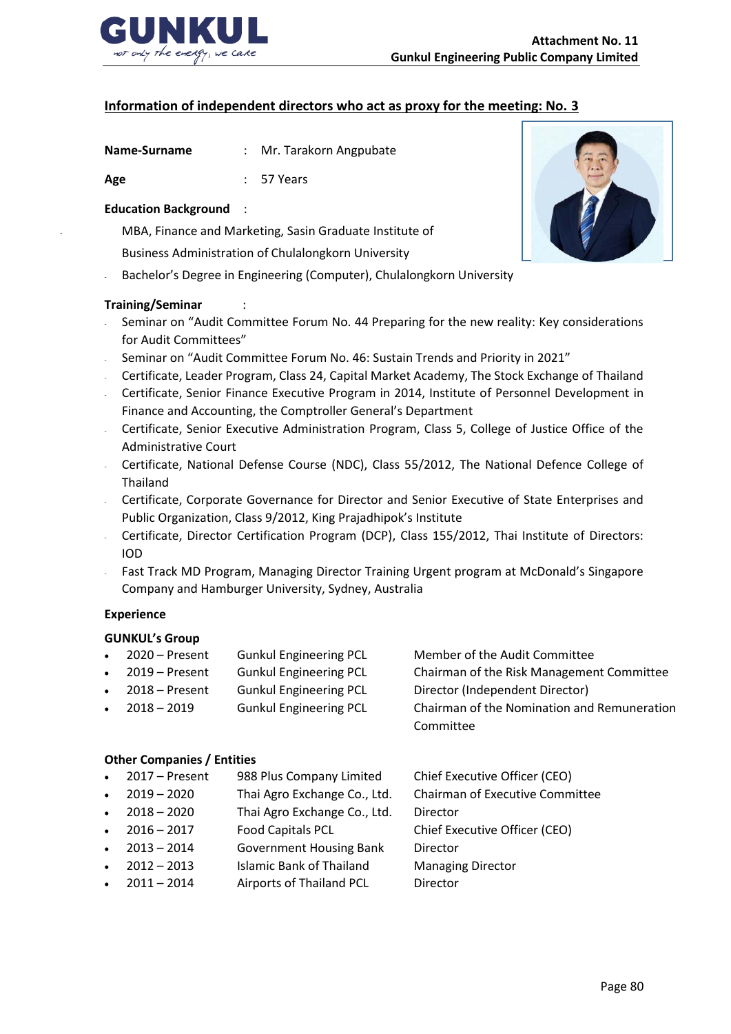## Information of independent directors who act as proxy for the meeting: No. 3

**Name-Surname** : Mr. Tarakorn Angpubate

**Age** : 57 Years

**Education Background** :

- MBA, Finance and Marketing, Sasin Graduate Institute of Business Administration of Chulalongkorn University
- Bachelor's Degree in Engineering (Computer), Chulalongkorn University

**Training/Seminar** :

- Seminar on "Audit Committee Forum No. 44 Preparing for the new reality: Key considerations for Audit Committees"
- Seminar on "Audit Committee Forum No. 46: Sustain Trends and Priority in 2021"
- Certificate, Leader Program, Class 24, Capital Market Academy, The Stock Exchange of Thailand
- Certificate, Senior Finance Executive Program in 2014, Institute of Personnel Development in Finance and Accounting, the Comptroller General's Department
- Certificate, Senior Executive Administration Program, Class 5, College of Justice Office of the Administrative Court
- Certificate, National Defense Course (NDC), Class 55/2012, The National Defence College of Thailand
- Certificate, Corporate Governance for Director and Senior Executive of State Enterprises and Public Organization, Class 9/2012, King Prajadhipok's Institute
- Certificate, Director Certification Program (DCP), Class 155/2012, Thai Institute of Directors: IOD
- Fast Track MD Program, Managing Director Training Urgent program at McDonald's Singapore Company and Hamburger University, Sydney, Australia

**Experience**

**GUNKUL's Group**

- 2020 – Present | Gunkul Engineering PCL | Member of the Audit Committee
- 2019 – Present | Gunkul Engineering PCL | Chairman of the Risk Management Committee
- 2018 – Present | Gunkul Engineering PCL | Director (Independent Director)
- 2018 – 2019 | Gunkul Engineering PCL | Chairman of the Nomination and Remuneration Committee

**Other Companies / Entities**

- 2017 – Present | 988 Plus Company Limited | Chief Executive Officer (CEO)
- 2019 – 2020 | Thai Agro Exchange Co., Ltd. | Chairman of Executive Committee
- 2018 – 2020 | Thai Agro Exchange Co., Ltd. | Director
- 2016 – 2017 | Food Capitals PCL | Chief Executive Officer (CEO)
- 2013 – 2014 | Government Housing Bank | Director
- 2012 – 2013 | Islamic Bank of Thailand | Managing Director
- 2011 – 2014 | Airports of Thailand PCL | Director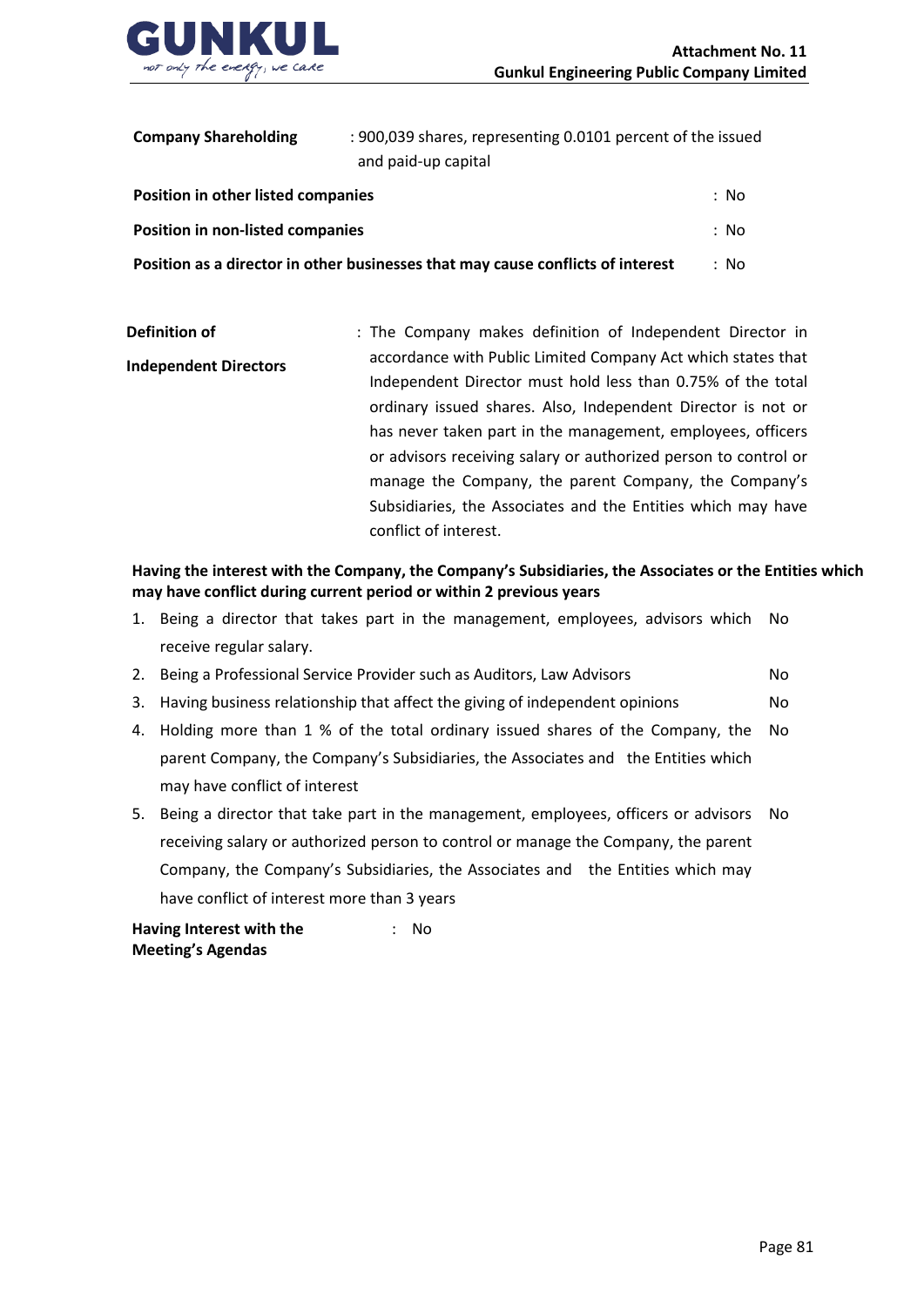**Company Shareholding** : 900,039 shares, representing 0.0101 percent of the issued and paid-up capital

**Position in other listed companies** : No

**Position in non-listed companies** : No

**Position as a director in other businesses that may cause conflicts of interest** : No

**Definition of Independent Directors** : The Company makes definition of Independent Director in accordance with Public Limited Company Act which states that Independent Director must hold less than 0.75% of the total ordinary issued shares. Also, Independent Director is not or has never taken part in the management, employees, officers or advisors receiving salary or authorized person to control or manage the Company, the parent Company, the Company's Subsidiaries, the Associates and the Entities which may have conflict of interest.

**Having the interest with the Company, the Company's Subsidiaries, the Associates or the Entities which may have conflict during current period or within 2 previous years**

1. Being a director that takes part in the management, employees, advisors which receive regular salary. No
2. Being a Professional Service Provider such as Auditors, Law Advisors No
3. Having business relationship that affect the giving of independent opinions No
4. Holding more than 1 % of the total ordinary issued shares of the Company, the parent Company, the Company's Subsidiaries, the Associates and the Entities which may have conflict of interest No
5. Being a director that take part in the management, employees, officers or advisors receiving salary or authorized person to control or manage the Company, the parent Company, the Company's Subsidiaries, the Associates and the Entities which may have conflict of interest more than 3 years No

**Having Interest with the Meeting's Agendas** : No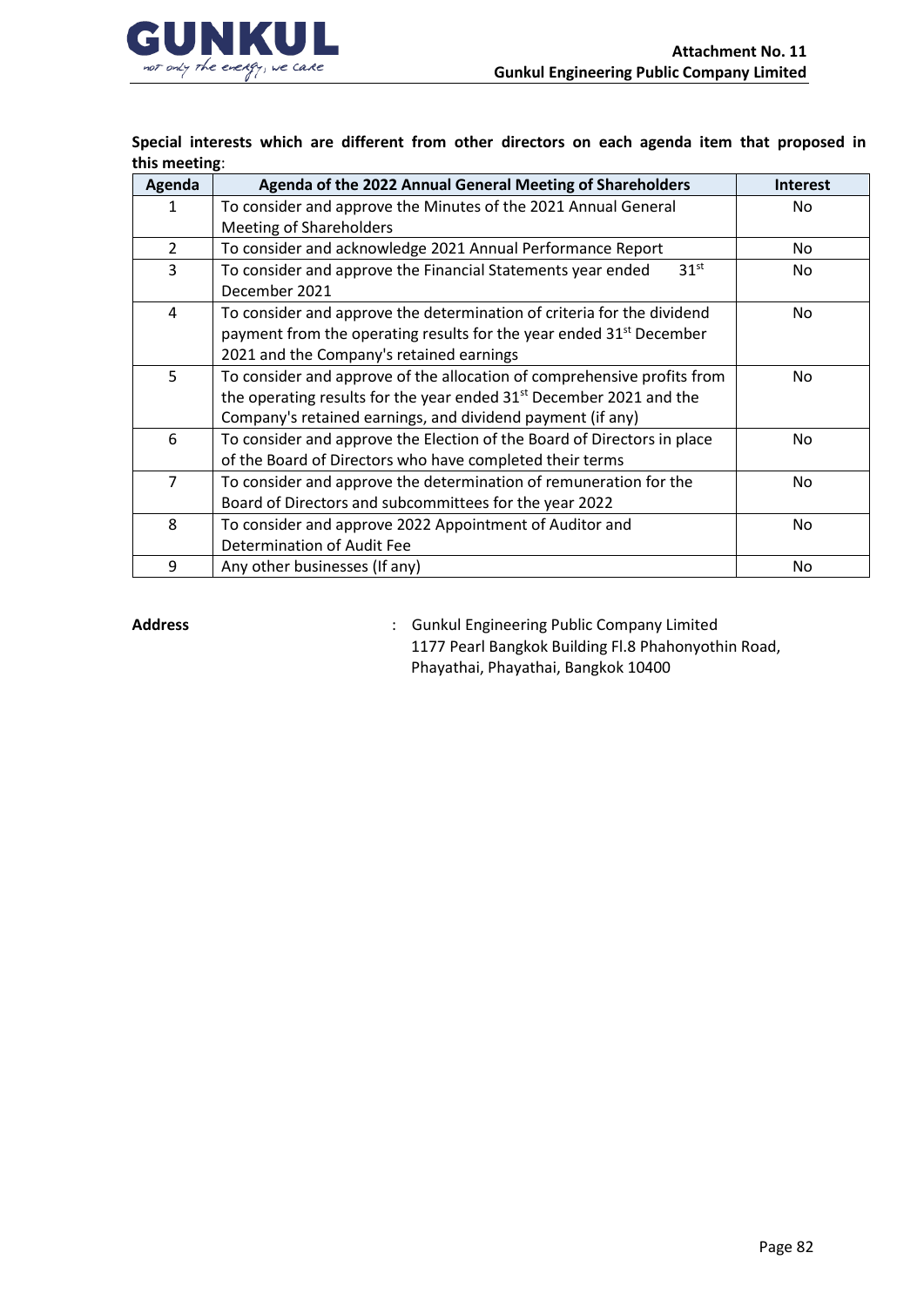**Special interests which are different from other directors on each agenda item that proposed in this meeting**:

| Agenda | Agenda of the 2022 Annual General Meeting of Shareholders | Interest |
|---|---|---|
| 1 | To consider and approve the Minutes of the 2021 Annual General Meeting of Shareholders | No |
| 2 | To consider and acknowledge 2021 Annual Performance Report | No |
| 3 | To consider and approve the Financial Statements year ended 31st December 2021 | No |
| 4 | To consider and approve the determination of criteria for the dividend payment from the operating results for the year ended 31st December 2021 and the Company's retained earnings | No |
| 5 | To consider and approve of the allocation of comprehensive profits from the operating results for the year ended 31st December 2021 and the Company's retained earnings, and dividend payment (if any) | No |
| 6 | To consider and approve the Election of the Board of Directors in place of the Board of Directors who have completed their terms | No |
| 7 | To consider and approve the determination of remuneration for the Board of Directors and subcommittees for the year 2022 | No |
| 8 | To consider and approve 2022 Appointment of Auditor and Determination of Audit Fee | No |
| 9 | Any other businesses (If any) | No |

**Address** : Gunkul Engineering Public Company Limited
1177 Pearl Bangkok Building Fl.8 Phahonyothin Road,
Phayathai, Phayathai, Bangkok 10400